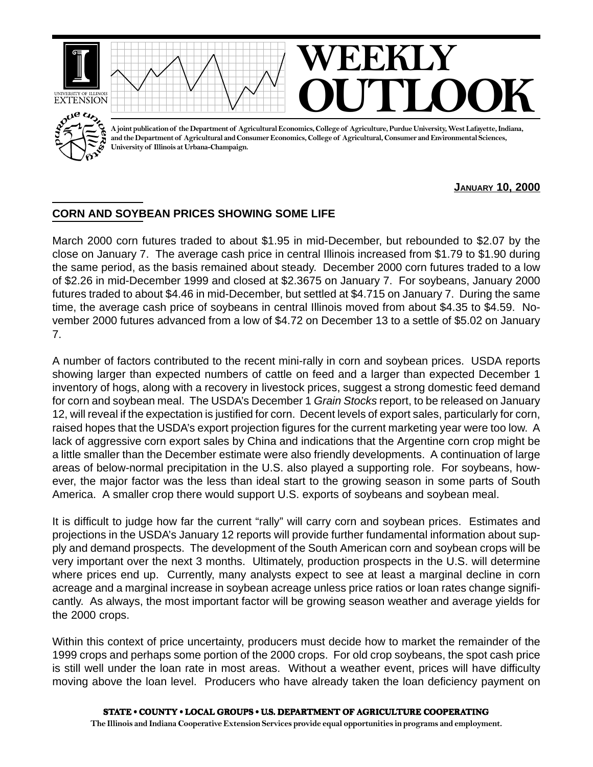# WEEKLY OUTLOOK

A joint publication of the Department of Agricultural Economics, College of Agriculture, Purdue University, West Lafayette, Indiana, and the Department of Agricultural and Consumer Economics, College of Agricultural, Consumer and Environmental Sciences, University of Illinois at Urbana-Champaign.

**JANUARY 10, 2000**

## CORN AND SOYBEAN PRICES SHOWING SOME LIFE

March 2000 corn futures traded to about $1.95 in mid-December, but rebounded to $2.07 by the close on January 7. The average cash price in central Illinois increased from $1.79 to $1.90 during the same period, as the basis remained about steady. December 2000 corn futures traded to a low of $2.26 in mid-December 1999 and closed at $2.3675 on January 7. For soybeans, January 2000 futures traded to about $4.46 in mid-December, but settled at $4.715 on January 7. During the same time, the average cash price of soybeans in central Illinois moved from about $4.35 to $4.59. November 2000 futures advanced from a low of $4.72 on December 13 to a settle of $5.02 on January 7.

A number of factors contributed to the recent mini-rally in corn and soybean prices. USDA reports showing larger than expected numbers of cattle on feed and a larger than expected December 1 inventory of hogs, along with a recovery in livestock prices, suggest a strong domestic feed demand for corn and soybean meal. The USDA's December 1 *Grain Stocks* report, to be released on January 12, will reveal if the expectation is justified for corn. Decent levels of export sales, particularly for corn, raised hopes that the USDA's export projection figures for the current marketing year were too low. A lack of aggressive corn export sales by China and indications that the Argentine corn crop might be a little smaller than the December estimate were also friendly developments. A continuation of large areas of below-normal precipitation in the U.S. also played a supporting role. For soybeans, however, the major factor was the less than ideal start to the growing season in some parts of South America. A smaller crop there would support U.S. exports of soybeans and soybean meal.

It is difficult to judge how far the current "rally" will carry corn and soybean prices. Estimates and projections in the USDA's January 12 reports will provide further fundamental information about supply and demand prospects. The development of the South American corn and soybean crops will be very important over the next 3 months. Ultimately, production prospects in the U.S. will determine where prices end up. Currently, many analysts expect to see at least a marginal decline in corn acreage and a marginal increase in soybean acreage unless price ratios or loan rates change significantly. As always, the most important factor will be growing season weather and average yields for the 2000 crops.

Within this context of price uncertainty, producers must decide how to market the remainder of the 1999 crops and perhaps some portion of the 2000 crops. For old crop soybeans, the spot cash price is still well under the loan rate in most areas. Without a weather event, prices will have difficulty moving above the loan level. Producers who have already taken the loan deficiency payment on

STATE • COUNTY • LOCAL GROUPS • U.S. DEPARTMENT OF AGRICULTURE COOPERATING

The Illinois and Indiana Cooperative Extension Services provide equal opportunities in programs and employment.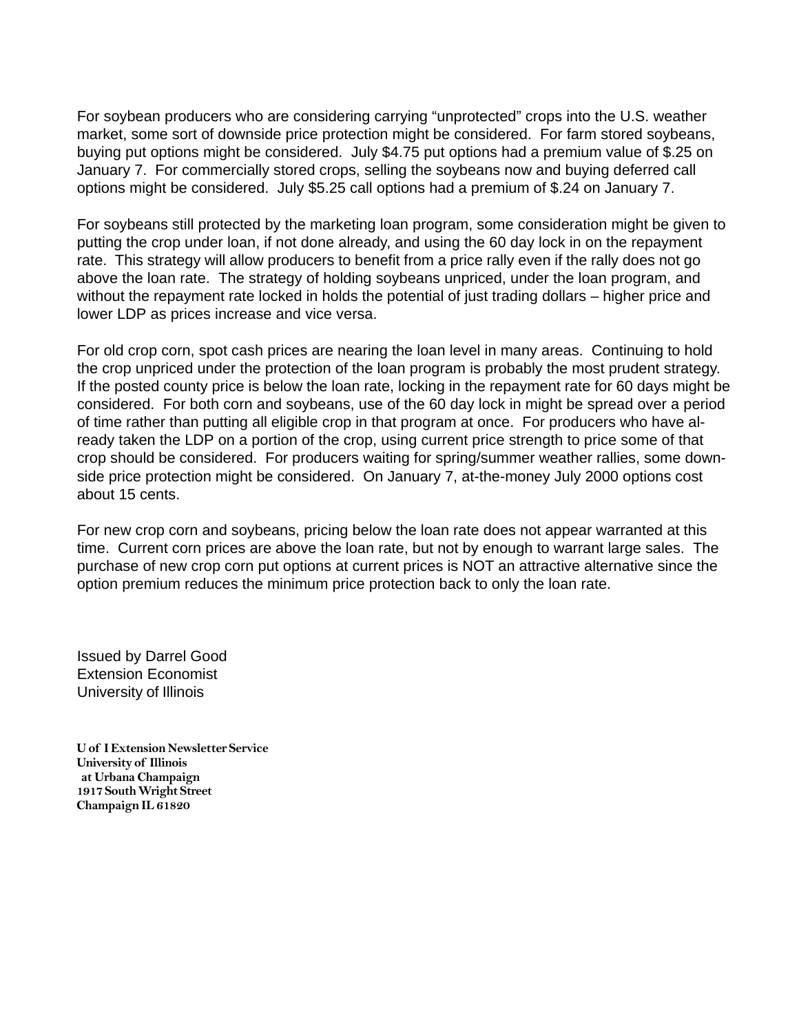For soybean producers who are considering carrying "unprotected" crops into the U.S. weather market, some sort of downside price protection might be considered. For farm stored soybeans, buying put options might be considered. July $4.75 put options had a premium value of $.25 on January 7. For commercially stored crops, selling the soybeans now and buying deferred call options might be considered. July $5.25 call options had a premium of $.24 on January 7.

For soybeans still protected by the marketing loan program, some consideration might be given to putting the crop under loan, if not done already, and using the 60 day lock in on the repayment rate. This strategy will allow producers to benefit from a price rally even if the rally does not go above the loan rate. The strategy of holding soybeans unpriced, under the loan program, and without the repayment rate locked in holds the potential of just trading dollars – higher price and lower LDP as prices increase and vice versa.

For old crop corn, spot cash prices are nearing the loan level in many areas. Continuing to hold the crop unpriced under the protection of the loan program is probably the most prudent strategy. If the posted county price is below the loan rate, locking in the repayment rate for 60 days might be considered. For both corn and soybeans, use of the 60 day lock in might be spread over a period of time rather than putting all eligible crop in that program at once. For producers who have already taken the LDP on a portion of the crop, using current price strength to price some of that crop should be considered. For producers waiting for spring/summer weather rallies, some downside price protection might be considered. On January 7, at-the-money July 2000 options cost about 15 cents.

For new crop corn and soybeans, pricing below the loan rate does not appear warranted at this time. Current corn prices are above the loan rate, but not by enough to warrant large sales. The purchase of new crop corn put options at current prices is NOT an attractive alternative since the option premium reduces the minimum price protection back to only the loan rate.

Issued by Darrel Good
Extension Economist
University of Illinois

**U of I Extension Newsletter Service**
**University of Illinois**
**at Urbana Champaign**
**1917 South Wright Street**
**Champaign IL 61820**